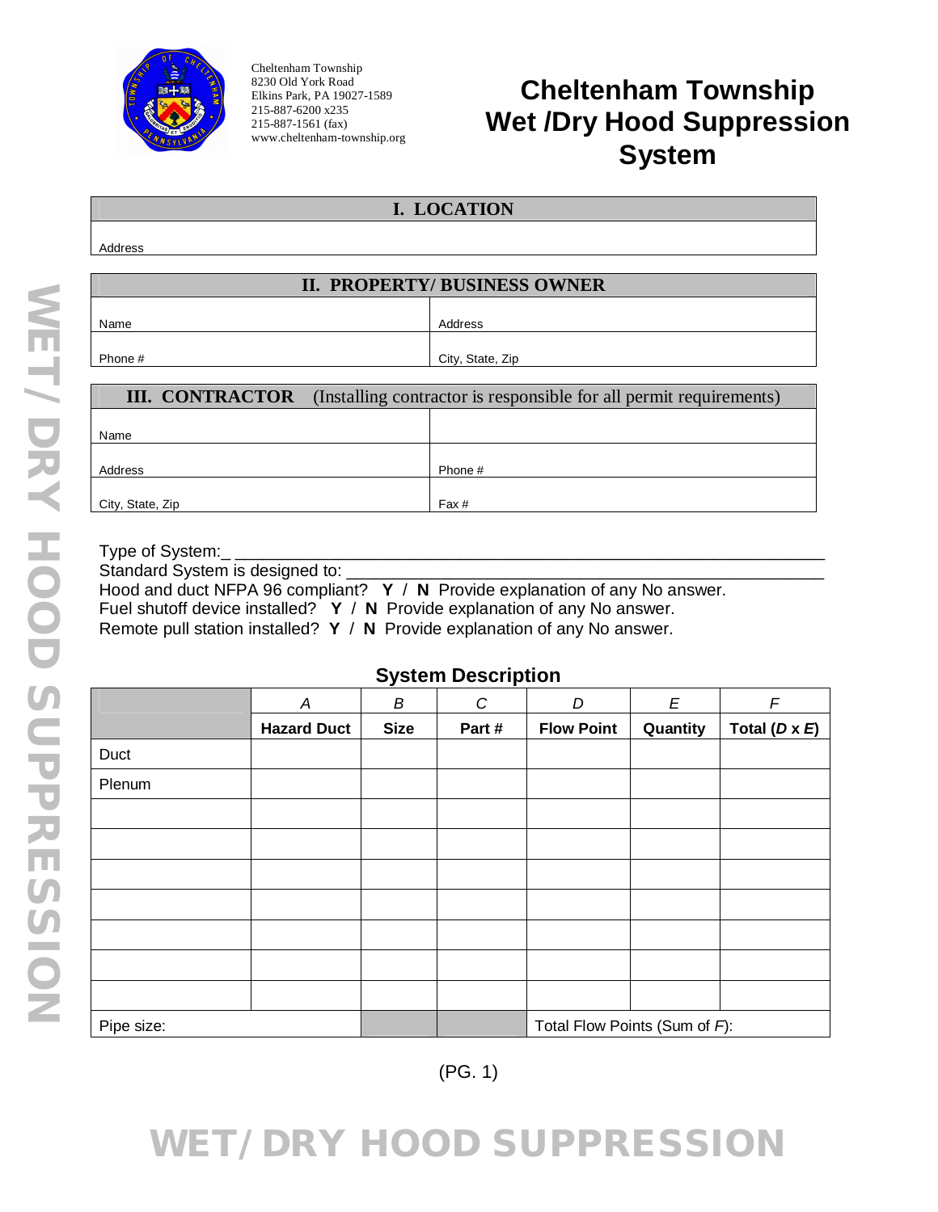Cheltenham Township
8230 Old York Road
Elkins Park, PA 19027-1589
215-887-6200 x235
215-887-1561 (fax)
www.cheltenham-township.org

# Cheltenham Township Wet /Dry Hood Suppression System

## I. LOCATION

| Address |
|---|

## II. PROPERTY/ BUSINESS OWNER

| | |
|---|---|
| Name | Address |
| Phone # | City, State, Zip |

## III. CONTRACTOR (Installing contractor is responsible for all permit requirements)

| | |
|---|---|
| Name | |
| Address | Phone # |
| City, State, Zip | Fax # |

Type of System:_ ______________________________________________________

Standard System is designed to: ______________________________________________

Hood and duct NFPA 96 compliant? **Y** / **N** Provide explanation of any No answer.

Fuel shutoff device installed? **Y** / **N** Provide explanation of any No answer.

Remote pull station installed? **Y** / **N** Provide explanation of any No answer.

### System Description

| | *A* | *B* | *C* | *D* | *E* | *F* |
|---|---|---|---|---|---|---|
| | **Hazard Duct** | **Size** | **Part #** | **Flow Point** | **Quantity** | **Total (*D* x *E*)** |
| Duct | | | | | | |
| Plenum | | | | | | |
| | | | | | | |
| | | | | | | |
| | | | | | | |
| | | | | | | |
| | | | | | | |
| | | | | | | |
| | | | | | | |
| Pipe size: | | | | Total Flow Points (Sum of *F*): | | |

(PG. 1)

WET/ DRY HOOD SUPPRESSION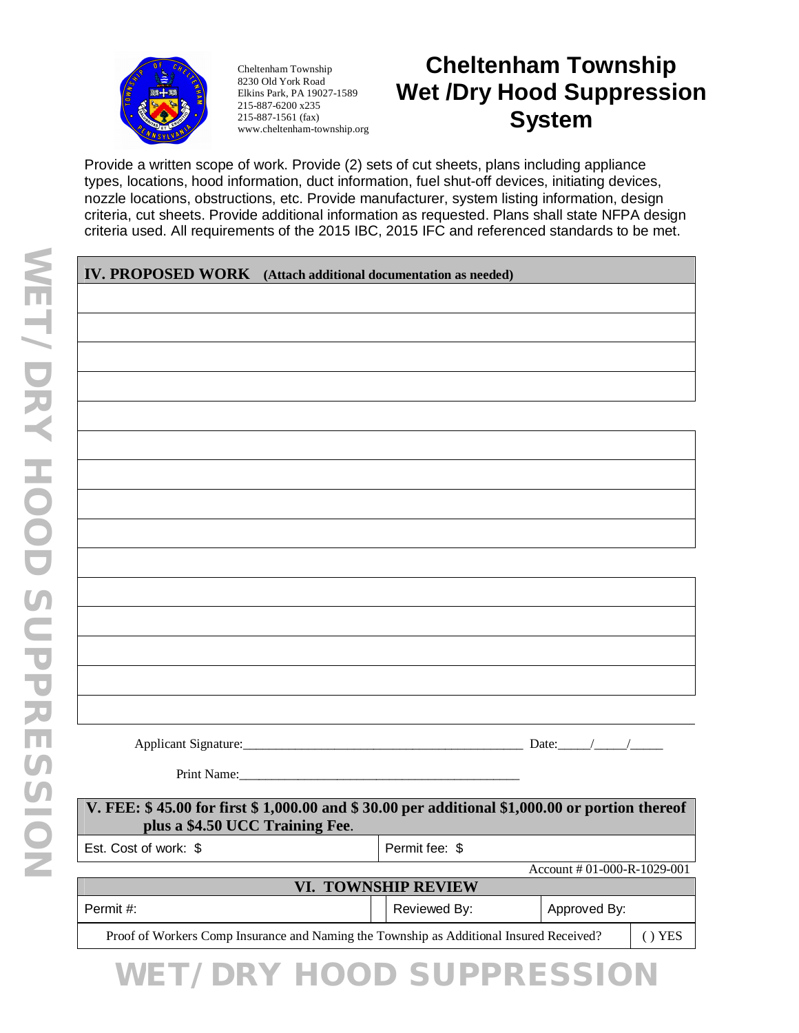Cheltenham Township
8230 Old York Road
Elkins Park, PA 19027-1589
215-887-6200 x235
215-887-1561 (fax)
www.cheltenham-township.org

# Cheltenham Township Wet /Dry Hood Suppression System

Provide a written scope of work. Provide (2) sets of cut sheets, plans including appliance types, locations, hood information, duct information, fuel shut-off devices, initiating devices, nozzle locations, obstructions, etc. Provide manufacturer, system listing information, design criteria, cut sheets. Provide additional information as requested. Plans shall state NFPA design criteria used. All requirements of the 2015 IBC, 2015 IFC and referenced standards to be met.

## IV. PROPOSED WORK (Attach additional documentation as needed)

Applicant Signature:\_\_\_\_\_\_\_\_\_\_\_\_\_\_\_\_\_\_\_\_\_\_\_\_\_\_\_\_\_\_\_\_\_\_\_\_\_\_\_\_\_\_ Date:\_\_\_\_\_/\_\_\_\_\_/\_\_\_\_\_

Print Name:\_\_\_\_\_\_\_\_\_\_\_\_\_\_\_\_\_\_\_\_\_\_\_\_\_\_\_\_\_\_\_\_\_\_\_\_\_\_\_\_\_\_

## V. FEE: $ 45.00 for first $ 1,000.00 and $ 30.00 per additional $1,000.00 or portion thereof plus a $4.50 UCC Training Fee.

| | |
|---|---|
| Est. Cost of work: $ | Permit fee: $ |

Account # 01-000-R-1029-001

## VI. TOWNSHIP REVIEW

| | | |
|---|---|---|
| Permit #: | Reviewed By: | Approved By: |

| | |
|---|---|
| Proof of Workers Comp Insurance and Naming the Township as Additional Insured Received? | ( ) YES |

WET/DRY HOOD SUPPRESSION